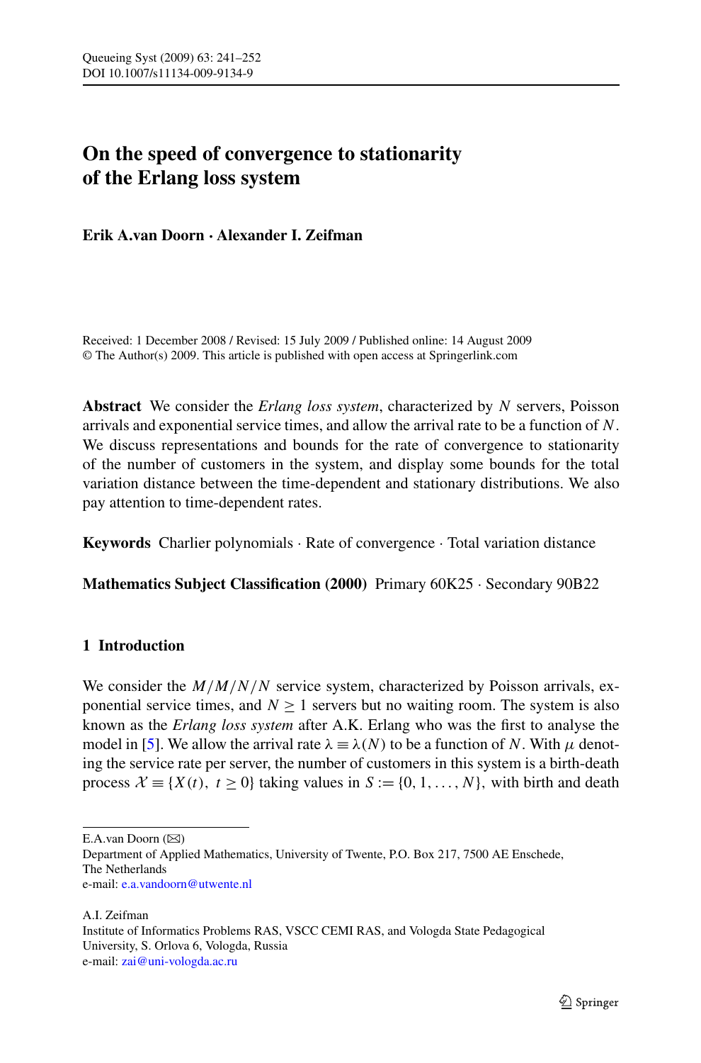# On the speed of convergence to stationarity of the Erlang loss system

**Erik A.van Doorn · Alexander I. Zeifman**

Received: 1 December 2008 / Revised: 15 July 2009 / Published online: 14 August 2009
© The Author(s) 2009. This article is published with open access at Springerlink.com

**Abstract** We consider the *Erlang loss system*, characterized by $N$ servers, Poisson arrivals and exponential service times, and allow the arrival rate to be a function of $N$. We discuss representations and bounds for the rate of convergence to stationarity of the number of customers in the system, and display some bounds for the total variation distance between the time-dependent and stationary distributions. We also pay attention to time-dependent rates.

**Keywords** Charlier polynomials · Rate of convergence · Total variation distance

**Mathematics Subject Classification (2000)** Primary 60K25 · Secondary 90B22

## 1 Introduction

We consider the $M/M/N/N$ service system, characterized by Poisson arrivals, exponential service times, and $N \geq 1$ servers but no waiting room. The system is also known as the *Erlang loss system* after A.K. Erlang who was the first to analyse the model in [5]. We allow the arrival rate $\lambda \equiv \lambda(N)$ to be a function of $N$. With $\mu$ denoting the service rate per server, the number of customers in this system is a birth-death process $\mathcal{X} \equiv \{X(t),\ t \geq 0\}$ taking values in $S := \{0, 1, \ldots, N\}$, with birth and death

---

E.A.van Doorn (✉)
Department of Applied Mathematics, University of Twente, P.O. Box 217, 7500 AE Enschede, The Netherlands
e-mail: e.a.vandoorn@utwente.nl

A.I. Zeifman
Institute of Informatics Problems RAS, VSCC CEMI RAS, and Vologda State Pedagogical University, S. Orlova 6, Vologda, Russia
e-mail: zai@uni-vologda.ac.ru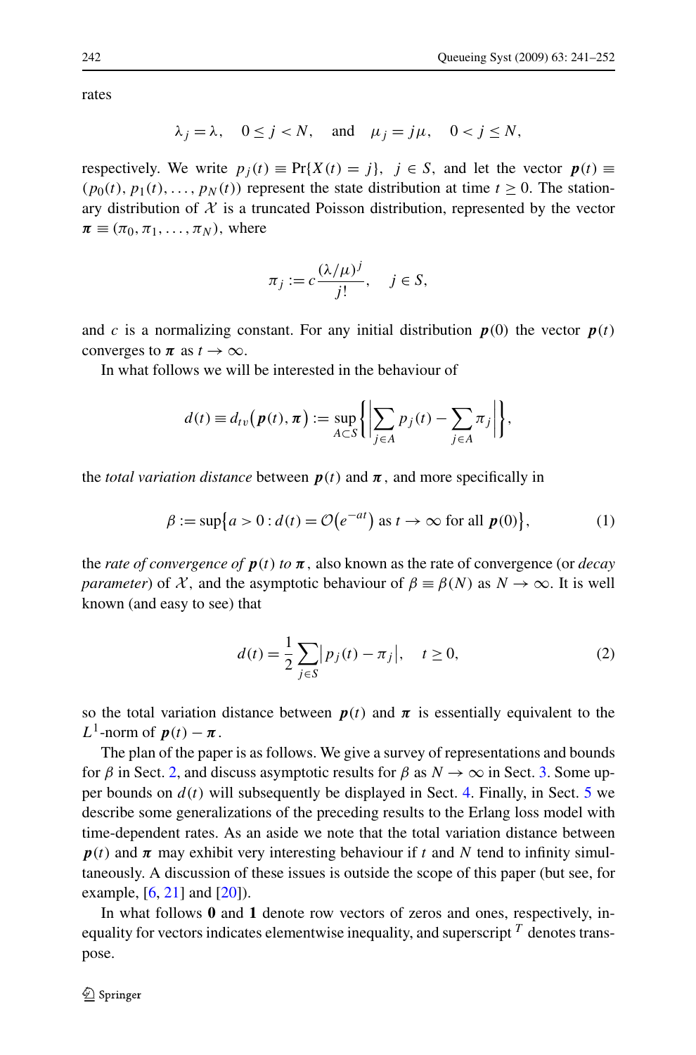rates

$$\lambda_j = \lambda, \quad 0 \le j < N, \quad \text{and} \quad \mu_j = j\mu, \quad 0 < j \le N,$$

respectively. We write $p_j(t) \equiv \Pr\{X(t) = j\}$, $j \in S$, and let the vector $\boldsymbol{p}(t) \equiv (p_0(t), p_1(t), \ldots, p_N(t))$ represent the state distribution at time $t \ge 0$. The stationary distribution of $\mathcal{X}$ is a truncated Poisson distribution, represented by the vector $\boldsymbol{\pi} \equiv (\pi_0, \pi_1, \ldots, \pi_N)$, where

$$\pi_j := c\frac{(\lambda/\mu)^j}{j!}, \quad j \in S,$$

and $c$ is a normalizing constant. For any initial distribution $\boldsymbol{p}(0)$ the vector $\boldsymbol{p}(t)$ converges to $\boldsymbol{\pi}$ as $t \to \infty$.

In what follows we will be interested in the behaviour of

$$d(t) \equiv d_{tv}\big(\boldsymbol{p}(t), \boldsymbol{\pi}\big) := \sup_{A \subset S}\left\{\left|\sum_{j \in A} p_j(t) - \sum_{j \in A} \pi_j\right|\right\},$$

the *total variation distance* between $\boldsymbol{p}(t)$ and $\boldsymbol{\pi}$, and more specifically in

$$\beta := \sup\big\{a > 0 : d(t) = \mathcal{O}\big(e^{-at}\big) \text{ as } t \to \infty \text{ for all } \boldsymbol{p}(0)\big\}, \tag{1}$$

the *rate of convergence of* $\boldsymbol{p}(t)$ *to* $\boldsymbol{\pi}$, also known as the rate of convergence (or *decay parameter*) of $\mathcal{X}$, and the asymptotic behaviour of $\beta \equiv \beta(N)$ as $N \to \infty$. It is well known (and easy to see) that

$$d(t) = \frac{1}{2}\sum_{j \in S}\big|p_j(t) - \pi_j\big|, \quad t \ge 0, \tag{2}$$

so the total variation distance between $\boldsymbol{p}(t)$ and $\boldsymbol{\pi}$ is essentially equivalent to the $L^1$-norm of $\boldsymbol{p}(t) - \boldsymbol{\pi}$.

The plan of the paper is as follows. We give a survey of representations and bounds for $\beta$ in Sect. 2, and discuss asymptotic results for $\beta$ as $N \to \infty$ in Sect. 3. Some upper bounds on $d(t)$ will subsequently be displayed in Sect. 4. Finally, in Sect. 5 we describe some generalizations of the preceding results to the Erlang loss model with time-dependent rates. As an aside we note that the total variation distance between $\boldsymbol{p}(t)$ and $\boldsymbol{\pi}$ may exhibit very interesting behaviour if $t$ and $N$ tend to infinity simultaneously. A discussion of these issues is outside the scope of this paper (but see, for example, [6, 21] and [20]).

In what follows $\mathbf{0}$ and $\mathbf{1}$ denote row vectors of zeros and ones, respectively, inequality for vectors indicates elementwise inequality, and superscript $^T$ denotes transpose.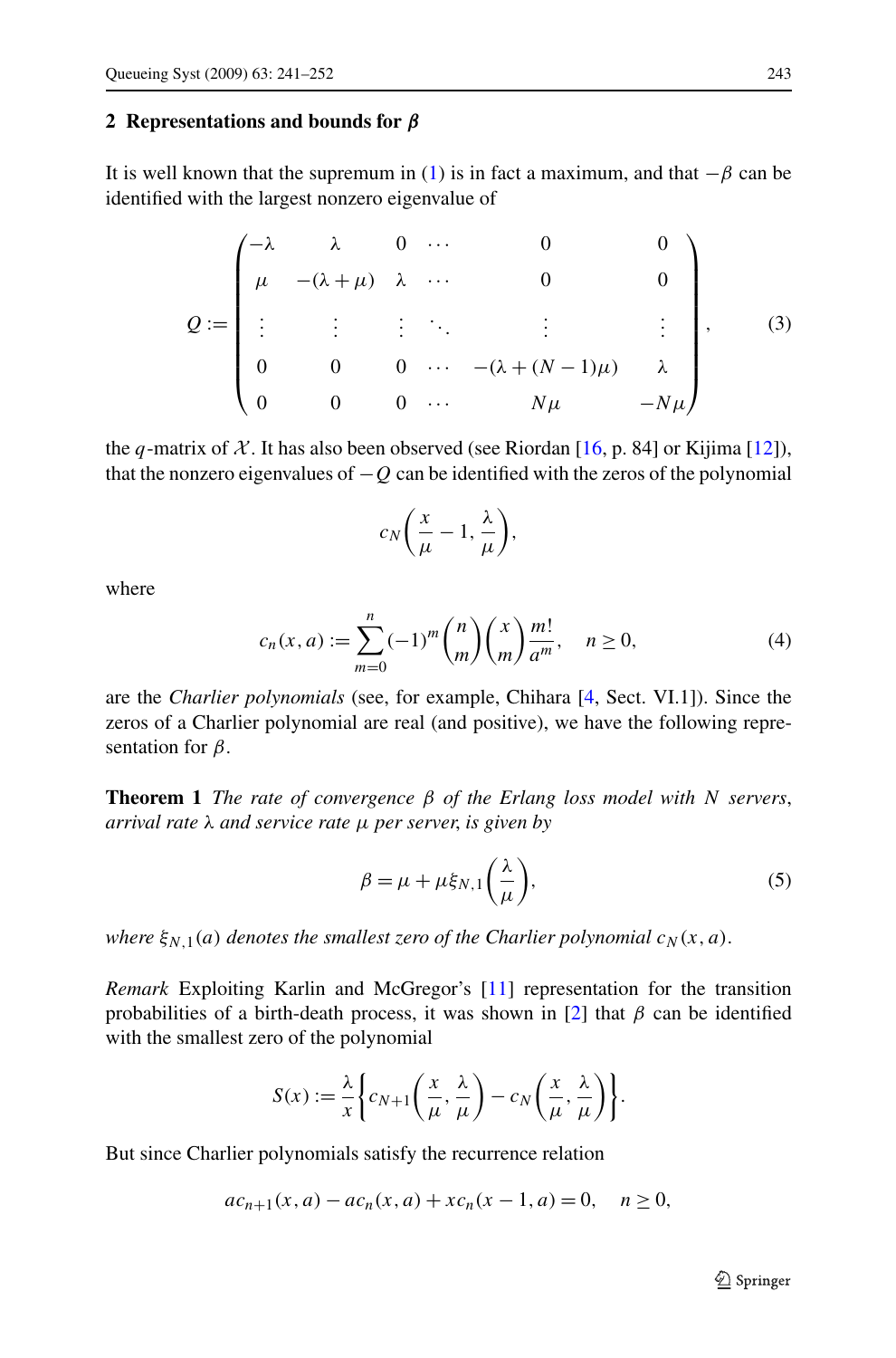## 2 Representations and bounds for $\beta$

It is well known that the supremum in (1) is in fact a maximum, and that $-\beta$ can be identified with the largest nonzero eigenvalue of

$$Q := \begin{pmatrix} -\lambda & \lambda & 0 & \cdots & 0 & 0 \\ \mu & -(\lambda+\mu) & \lambda & \cdots & 0 & 0 \\ \vdots & \vdots & \vdots & \ddots & \vdots & \vdots \\ 0 & 0 & 0 & \cdots & -(\lambda+(N-1)\mu) & \lambda \\ 0 & 0 & 0 & \cdots & N\mu & -N\mu \end{pmatrix}, \tag{3}$$

the $q$-matrix of $\mathcal{X}$. It has also been observed (see Riordan [16, p. 84] or Kijima [12]), that the nonzero eigenvalues of $-Q$ can be identified with the zeros of the polynomial

$$c_N\left(\frac{x}{\mu}-1, \frac{\lambda}{\mu}\right),$$

where

$$c_n(x,a) := \sum_{m=0}^{n} (-1)^m \binom{n}{m}\binom{x}{m}\frac{m!}{a^m}, \quad n \geq 0, \tag{4}$$

are the *Charlier polynomials* (see, for example, Chihara [4, Sect. VI.1]). Since the zeros of a Charlier polynomial are real (and positive), we have the following representation for $\beta$.

**Theorem 1** *The rate of convergence $\beta$ of the Erlang loss model with $N$ servers, arrival rate $\lambda$ and service rate $\mu$ per server, is given by*

$$\beta = \mu + \mu \xi_{N,1}\left(\frac{\lambda}{\mu}\right), \tag{5}$$

*where $\xi_{N,1}(a)$ denotes the smallest zero of the Charlier polynomial $c_N(x,a)$.*

*Remark* Exploiting Karlin and McGregor's [11] representation for the transition probabilities of a birth-death process, it was shown in [2] that $\beta$ can be identified with the smallest zero of the polynomial

$$S(x) := \frac{\lambda}{x}\left\{c_{N+1}\left(\frac{x}{\mu}, \frac{\lambda}{\mu}\right) - c_N\left(\frac{x}{\mu}, \frac{\lambda}{\mu}\right)\right\}.$$

But since Charlier polynomials satisfy the recurrence relation

$$ac_{n+1}(x,a) - ac_n(x,a) + xc_n(x-1,a) = 0, \quad n \geq 0,$$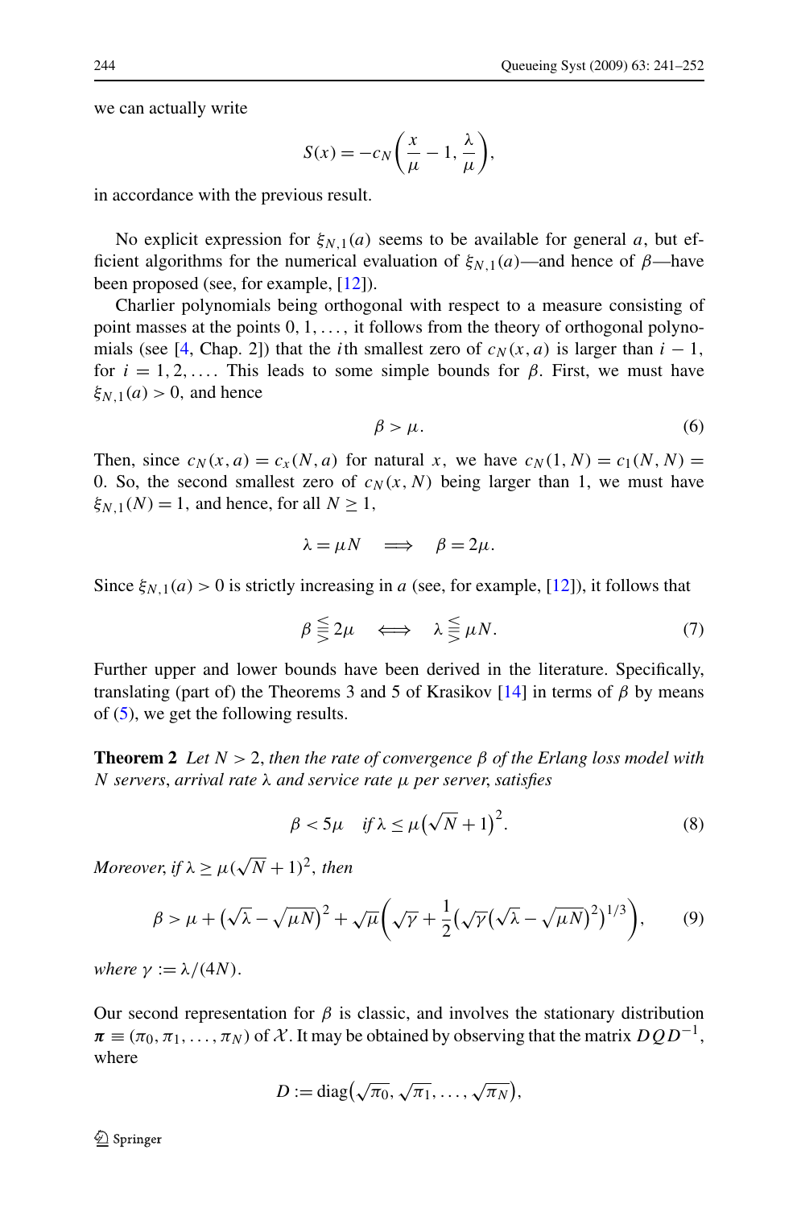we can actually write

$$S(x) = -c_N\left(\frac{x}{\mu} - 1, \frac{\lambda}{\mu}\right),$$

in accordance with the previous result.

No explicit expression for $\xi_{N,1}(a)$ seems to be available for general $a$, but efficient algorithms for the numerical evaluation of $\xi_{N,1}(a)$—and hence of $\beta$—have been proposed (see, for example, [12]).

Charlier polynomials being orthogonal with respect to a measure consisting of point masses at the points $0, 1, \dots,$ it follows from the theory of orthogonal polynomials (see [4, Chap. 2]) that the $i$th smallest zero of $c_N(x, a)$ is larger than $i - 1$, for $i = 1, 2, \dots$. This leads to some simple bounds for $\beta$. First, we must have $\xi_{N,1}(a) > 0$, and hence

$$\beta > \mu. \tag{6}$$

Then, since $c_N(x, a) = c_x(N, a)$ for natural $x$, we have $c_N(1, N) = c_1(N, N) = 0$. So, the second smallest zero of $c_N(x, N)$ being larger than 1, we must have $\xi_{N,1}(N) = 1$, and hence, for all $N \geq 1$,

$$\lambda = \mu N \quad \Longrightarrow \quad \beta = 2\mu.$$

Since $\xi_{N,1}(a) > 0$ is strictly increasing in $a$ (see, for example, [12]), it follows that

$$\beta \lesseqqgtr 2\mu \quad \Longleftrightarrow \quad \lambda \lesseqqgtr \mu N. \tag{7}$$

Further upper and lower bounds have been derived in the literature. Specifically, translating (part of) the Theorems 3 and 5 of Krasikov [14] in terms of $\beta$ by means of (5), we get the following results.

**Theorem 2** *Let $N > 2$, then the rate of convergence $\beta$ of the Erlang loss model with $N$ servers, arrival rate $\lambda$ and service rate $\mu$ per server, satisfies*

$$\beta < 5\mu \quad \text{if } \lambda \leq \mu\left(\sqrt{N} + 1\right)^2. \tag{8}$$

*Moreover, if $\lambda \geq \mu(\sqrt{N} + 1)^2$, then*

$$\beta > \mu + \left(\sqrt{\lambda} - \sqrt{\mu N}\right)^2 + \sqrt{\mu}\left(\sqrt{\gamma} + \frac{1}{2}\left(\sqrt{\gamma}\left(\sqrt{\lambda} - \sqrt{\mu N}\right)^2\right)^{1/3}\right), \tag{9}$$

*where $\gamma := \lambda/(4N)$.*

Our second representation for $\beta$ is classic, and involves the stationary distribution $\boldsymbol{\pi} \equiv (\pi_0, \pi_1, \dots, \pi_N)$ of $\mathcal{X}$. It may be obtained by observing that the matrix $DQD^{-1}$, where

$$D := \operatorname{diag}\left(\sqrt{\pi_0}, \sqrt{\pi_1}, \dots, \sqrt{\pi_N}\right),$$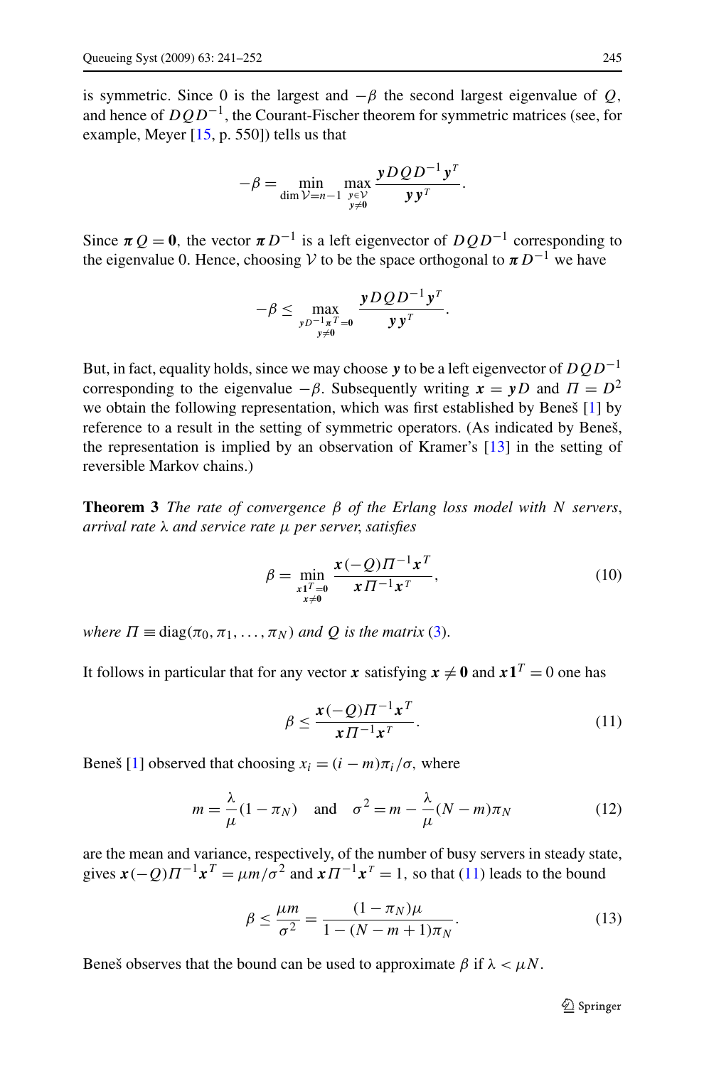is symmetric. Since 0 is the largest and $-\beta$ the second largest eigenvalue of $Q$, and hence of $DQD^{-1}$, the Courant-Fischer theorem for symmetric matrices (see, for example, Meyer [15, p. 550]) tells us that

$$-\beta = \min_{\dim \mathcal{V}=n-1} \max_{\substack{\boldsymbol{y}\in\mathcal{V}\\ \boldsymbol{y}\neq\boldsymbol{0}}} \frac{\boldsymbol{y}DQD^{-1}\boldsymbol{y}^T}{\boldsymbol{y}\boldsymbol{y}^T}.$$

Since $\boldsymbol{\pi}Q=\boldsymbol{0}$, the vector $\boldsymbol{\pi}D^{-1}$ is a left eigenvector of $DQD^{-1}$ corresponding to the eigenvalue 0. Hence, choosing $\mathcal{V}$ to be the space orthogonal to $\boldsymbol{\pi}D^{-1}$ we have

$$-\beta \le \max_{\substack{\boldsymbol{y}D^{-1}\boldsymbol{\pi}^T=0\\ \boldsymbol{y}\neq\boldsymbol{0}}} \frac{\boldsymbol{y}DQD^{-1}\boldsymbol{y}^T}{\boldsymbol{y}\boldsymbol{y}^T}.$$

But, in fact, equality holds, since we may choose $\boldsymbol{y}$ to be a left eigenvector of $DQD^{-1}$ corresponding to the eigenvalue $-\beta$. Subsequently writing $\boldsymbol{x}=\boldsymbol{y}D$ and $\Pi=D^2$ we obtain the following representation, which was first established by Beneš [1] by reference to a result in the setting of symmetric operators. (As indicated by Beneš, the representation is implied by an observation of Kramer's [13] in the setting of reversible Markov chains.)

**Theorem 3** *The rate of convergence $\beta$ of the Erlang loss model with $N$ servers, arrival rate $\lambda$ and service rate $\mu$ per server, satisfies*

$$\beta = \min_{\substack{\boldsymbol{x}\boldsymbol{1}^T=0\\ \boldsymbol{x}\neq\boldsymbol{0}}} \frac{\boldsymbol{x}(-Q)\Pi^{-1}\boldsymbol{x}^T}{\boldsymbol{x}\Pi^{-1}\boldsymbol{x}^T}, \tag{10}$$

*where $\Pi \equiv \mathrm{diag}(\pi_0, \pi_1, \ldots, \pi_N)$ and $Q$ is the matrix (3).*

It follows in particular that for any vector $\boldsymbol{x}$ satisfying $\boldsymbol{x}\neq\boldsymbol{0}$ and $\boldsymbol{x}\boldsymbol{1}^T=0$ one has

$$\beta \le \frac{\boldsymbol{x}(-Q)\Pi^{-1}\boldsymbol{x}^T}{\boldsymbol{x}\Pi^{-1}\boldsymbol{x}^T}. \tag{11}$$

Beneš [1] observed that choosing $x_i=(i-m)\pi_i/\sigma$, where

$$m=\frac{\lambda}{\mu}(1-\pi_N) \quad \text{and} \quad \sigma^2 = m - \frac{\lambda}{\mu}(N-m)\pi_N \tag{12}$$

are the mean and variance, respectively, of the number of busy servers in steady state, gives $\boldsymbol{x}(-Q)\Pi^{-1}\boldsymbol{x}^T=\mu m/\sigma^2$ and $\boldsymbol{x}\Pi^{-1}\boldsymbol{x}^T=1$, so that (11) leads to the bound

$$\beta \le \frac{\mu m}{\sigma^2} = \frac{(1-\pi_N)\mu}{1-(N-m+1)\pi_N}. \tag{13}$$

Beneš observes that the bound can be used to approximate $\beta$ if $\lambda<\mu N$.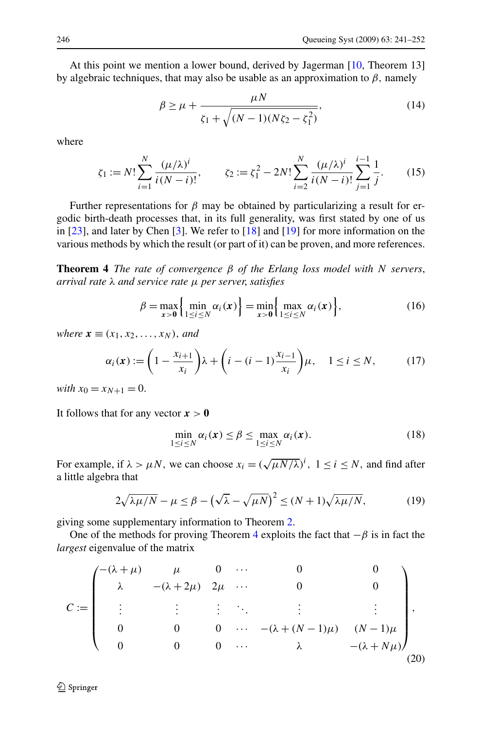At this point we mention a lower bound, derived by Jagerman [10, Theorem 13] by algebraic techniques, that may also be usable as an approximation to $\beta$, namely

$$\beta \geq \mu + \frac{\mu N}{\zeta_1 + \sqrt{(N-1)(N\zeta_2 - \zeta_1^2)}}, \tag{14}$$

where

$$\zeta_1 := N! \sum_{i=1}^{N} \frac{(\mu/\lambda)^i}{i(N-i)!}, \qquad \zeta_2 := \zeta_1^2 - 2N! \sum_{i=2}^{N} \frac{(\mu/\lambda)^i}{i(N-i)!} \sum_{j=1}^{i-1} \frac{1}{j}. \tag{15}$$

Further representations for $\beta$ may be obtained by particularizing a result for ergodic birth-death processes that, in its full generality, was first stated by one of us in [23], and later by Chen [3]. We refer to [18] and [19] for more information on the various methods by which the result (or part of it) can be proven, and more references.

**Theorem 4** *The rate of convergence $\beta$ of the Erlang loss model with $N$ servers, arrival rate $\lambda$ and service rate $\mu$ per server, satisfies*

$$\beta = \max_{\boldsymbol{x} > \boldsymbol{0}} \left\{ \min_{1 \leq i \leq N} \alpha_i(\boldsymbol{x}) \right\} = \min_{\boldsymbol{x} > \boldsymbol{0}} \left\{ \max_{1 \leq i \leq N} \alpha_i(\boldsymbol{x}) \right\}, \tag{16}$$

*where $\boldsymbol{x} \equiv (x_1, x_2, \ldots, x_N)$, and*

$$\alpha_i(\boldsymbol{x}) := \left(1 - \frac{x_{i+1}}{x_i}\right)\lambda + \left(i - (i-1)\frac{x_{i-1}}{x_i}\right)\mu, \quad 1 \leq i \leq N, \tag{17}$$

*with $x_0 = x_{N+1} = 0$.*

It follows that for any vector $\boldsymbol{x} > \boldsymbol{0}$

$$\min_{1 \leq i \leq N} \alpha_i(\boldsymbol{x}) \leq \beta \leq \max_{1 \leq i \leq N} \alpha_i(\boldsymbol{x}). \tag{18}$$

For example, if $\lambda > \mu N$, we can choose $x_i = (\sqrt{\mu N/\lambda})^i$, $1 \leq i \leq N$, and find after a little algebra that

$$2\sqrt{\lambda\mu/N} - \mu \leq \beta - \left(\sqrt{\lambda} - \sqrt{\mu N}\right)^2 \leq (N+1)\sqrt{\lambda\mu/N}, \tag{19}$$

giving some supplementary information to Theorem 2.

One of the methods for proving Theorem 4 exploits the fact that $-\beta$ is in fact the *largest* eigenvalue of the matrix

$$C := \begin{pmatrix} -(\lambda+\mu) & \mu & 0 & \cdots & 0 & 0 \\ \lambda & -(\lambda+2\mu) & 2\mu & \cdots & 0 & 0 \\ \vdots & \vdots & \vdots & \ddots & \vdots & \vdots \\ 0 & 0 & 0 & \cdots & -(\lambda+(N-1)\mu) & (N-1)\mu \\ 0 & 0 & 0 & \cdots & \lambda & -(\lambda+N\mu) \end{pmatrix}, \tag{20}$$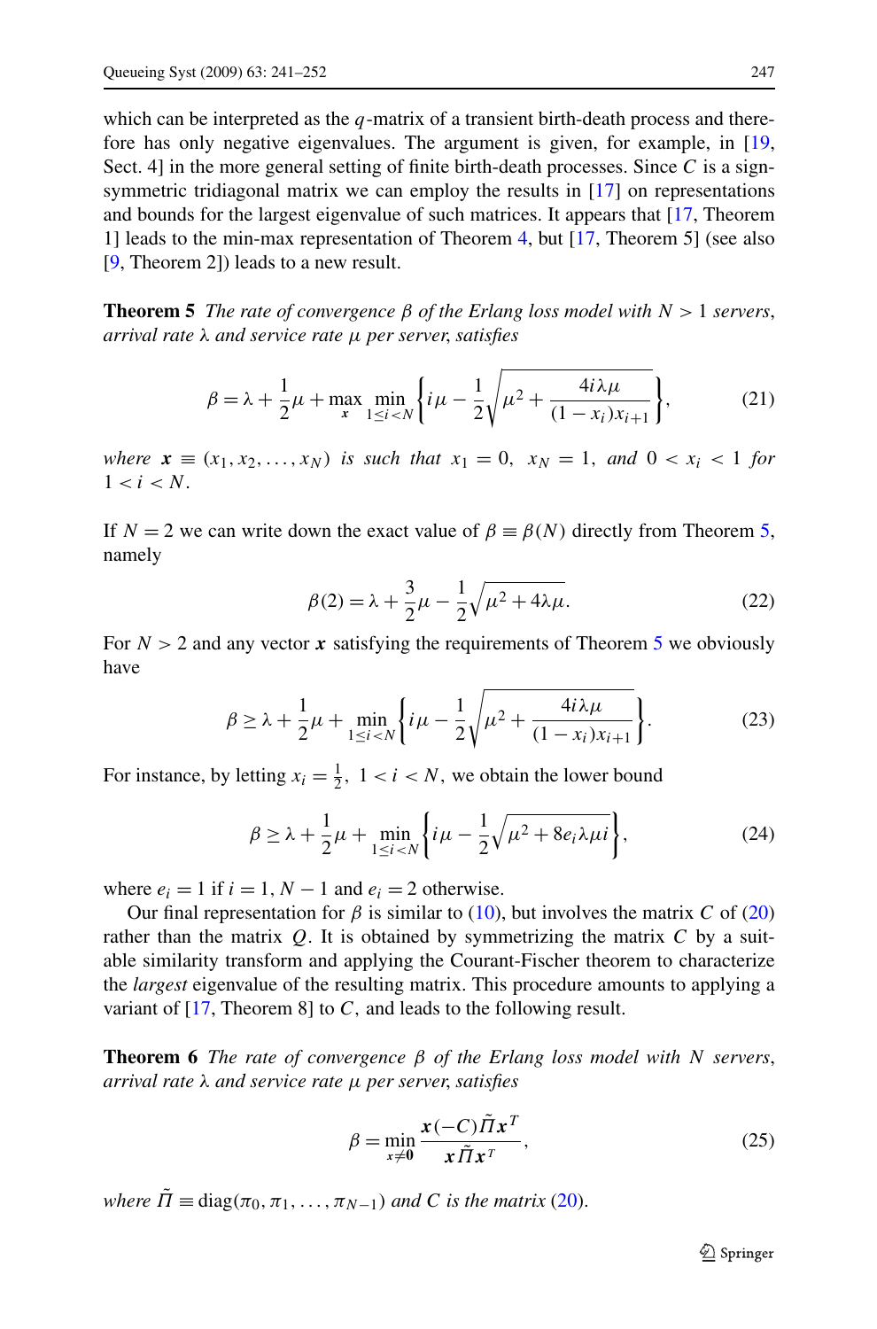which can be interpreted as the $q$-matrix of a transient birth-death process and therefore has only negative eigenvalues. The argument is given, for example, in [19, Sect. 4] in the more general setting of finite birth-death processes. Since $C$ is a sign-symmetric tridiagonal matrix we can employ the results in [17] on representations and bounds for the largest eigenvalue of such matrices. It appears that [17, Theorem 1] leads to the min-max representation of Theorem 4, but [17, Theorem 5] (see also [9, Theorem 2]) leads to a new result.

**Theorem 5** *The rate of convergence $\beta$ of the Erlang loss model with $N > 1$ servers, arrival rate $\lambda$ and service rate $\mu$ per server, satisfies*

$$\beta = \lambda + \frac{1}{2}\mu + \max_{\boldsymbol{x}} \min_{1\le i<N} \left\{ i\mu - \frac{1}{2}\sqrt{\mu^2 + \frac{4i\lambda\mu}{(1-x_i)x_{i+1}}} \right\}, \tag{21}$$

*where $\boldsymbol{x} \equiv (x_1, x_2, \dots, x_N)$ is such that $x_1 = 0$, $x_N = 1$, and $0 < x_i < 1$ for $1 < i < N$.*

If $N = 2$ we can write down the exact value of $\beta \equiv \beta(N)$ directly from Theorem 5, namely

$$\beta(2) = \lambda + \frac{3}{2}\mu - \frac{1}{2}\sqrt{\mu^2 + 4\lambda\mu}. \tag{22}$$

For $N > 2$ and any vector $\boldsymbol{x}$ satisfying the requirements of Theorem 5 we obviously have

$$\beta \ge \lambda + \frac{1}{2}\mu + \min_{1\le i<N} \left\{ i\mu - \frac{1}{2}\sqrt{\mu^2 + \frac{4i\lambda\mu}{(1-x_i)x_{i+1}}} \right\}. \tag{23}$$

For instance, by letting $x_i = \frac{1}{2}$, $1 < i < N$, we obtain the lower bound

$$\beta \ge \lambda + \frac{1}{2}\mu + \min_{1\le i<N} \left\{ i\mu - \frac{1}{2}\sqrt{\mu^2 + 8e_i\lambda\mu i} \right\}, \tag{24}$$

where $e_i = 1$ if $i = 1, N-1$ and $e_i = 2$ otherwise.

Our final representation for $\beta$ is similar to (10), but involves the matrix $C$ of (20) rather than the matrix $Q$. It is obtained by symmetrizing the matrix $C$ by a suitable similarity transform and applying the Courant-Fischer theorem to characterize the *largest* eigenvalue of the resulting matrix. This procedure amounts to applying a variant of [17, Theorem 8] to $C$, and leads to the following result.

**Theorem 6** *The rate of convergence $\beta$ of the Erlang loss model with $N$ servers, arrival rate $\lambda$ and service rate $\mu$ per server, satisfies*

$$\beta = \min_{\boldsymbol{x}\ne\boldsymbol{0}} \frac{\boldsymbol{x}(-C)\tilde{\Pi}\boldsymbol{x}^T}{\boldsymbol{x}\tilde{\Pi}\boldsymbol{x}^T}, \tag{25}$$

*where $\tilde{\Pi} \equiv \operatorname{diag}(\pi_0, \pi_1, \dots, \pi_{N-1})$ and $C$ is the matrix (20).*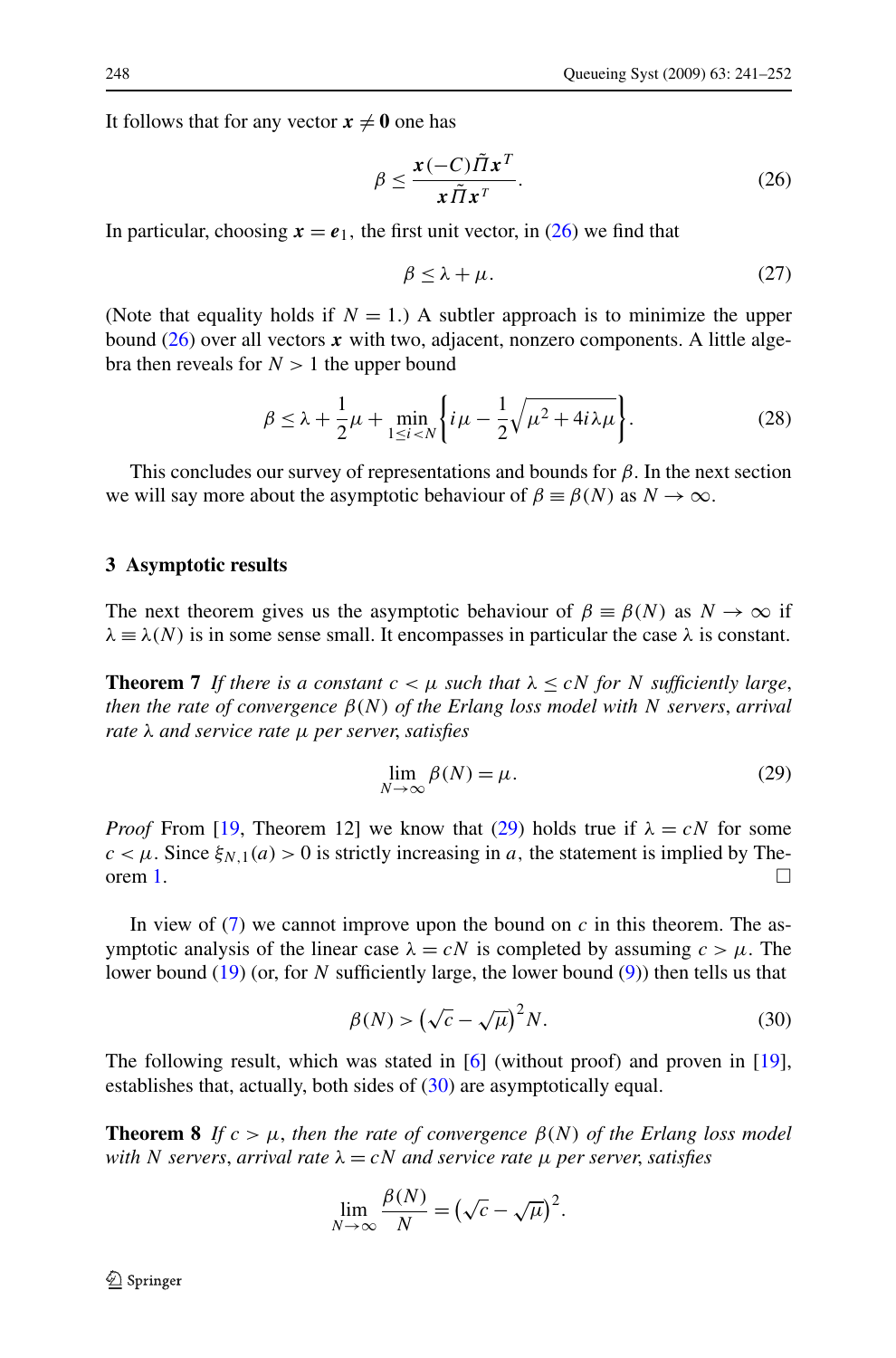It follows that for any vector $\boldsymbol{x} \neq \boldsymbol{0}$ one has

$$\beta \leq \frac{\boldsymbol{x}(-C)\tilde{\Pi}\boldsymbol{x}^T}{\boldsymbol{x}\tilde{\Pi}\boldsymbol{x}^T}. \tag{26}$$

In particular, choosing $\boldsymbol{x} = \boldsymbol{e}_1$, the first unit vector, in (26) we find that

$$\beta \leq \lambda + \mu. \tag{27}$$

(Note that equality holds if $N = 1$.) A subtler approach is to minimize the upper bound (26) over all vectors $\boldsymbol{x}$ with two, adjacent, nonzero components. A little algebra then reveals for $N > 1$ the upper bound

$$\beta \leq \lambda + \frac{1}{2}\mu + \min_{1 \leq i < N} \left\{ i\mu - \frac{1}{2}\sqrt{\mu^2 + 4i\lambda\mu} \right\}. \tag{28}$$

This concludes our survey of representations and bounds for $\beta$. In the next section we will say more about the asymptotic behaviour of $\beta \equiv \beta(N)$ as $N \to \infty$.

## 3 Asymptotic results

The next theorem gives us the asymptotic behaviour of $\beta \equiv \beta(N)$ as $N \to \infty$ if $\lambda \equiv \lambda(N)$ is in some sense small. It encompasses in particular the case $\lambda$ is constant.

**Theorem 7** *If there is a constant $c < \mu$ such that $\lambda \leq cN$ for $N$ sufficiently large, then the rate of convergence $\beta(N)$ of the Erlang loss model with $N$ servers, arrival rate $\lambda$ and service rate $\mu$ per server, satisfies*

$$\lim_{N \to \infty} \beta(N) = \mu. \tag{29}$$

*Proof* From [19, Theorem 12] we know that (29) holds true if $\lambda = cN$ for some $c < \mu$. Since $\xi_{N,1}(a) > 0$ is strictly increasing in $a$, the statement is implied by Theorem 1. □

In view of (7) we cannot improve upon the bound on $c$ in this theorem. The asymptotic analysis of the linear case $\lambda = cN$ is completed by assuming $c > \mu$. The lower bound (19) (or, for $N$ sufficiently large, the lower bound (9)) then tells us that

$$\beta(N) > \left(\sqrt{c} - \sqrt{\mu}\right)^2 N. \tag{30}$$

The following result, which was stated in [6] (without proof) and proven in [19], establishes that, actually, both sides of (30) are asymptotically equal.

**Theorem 8** *If $c > \mu$, then the rate of convergence $\beta(N)$ of the Erlang loss model with $N$ servers, arrival rate $\lambda = cN$ and service rate $\mu$ per server, satisfies*

$$\lim_{N \to \infty} \frac{\beta(N)}{N} = \left(\sqrt{c} - \sqrt{\mu}\right)^2.$$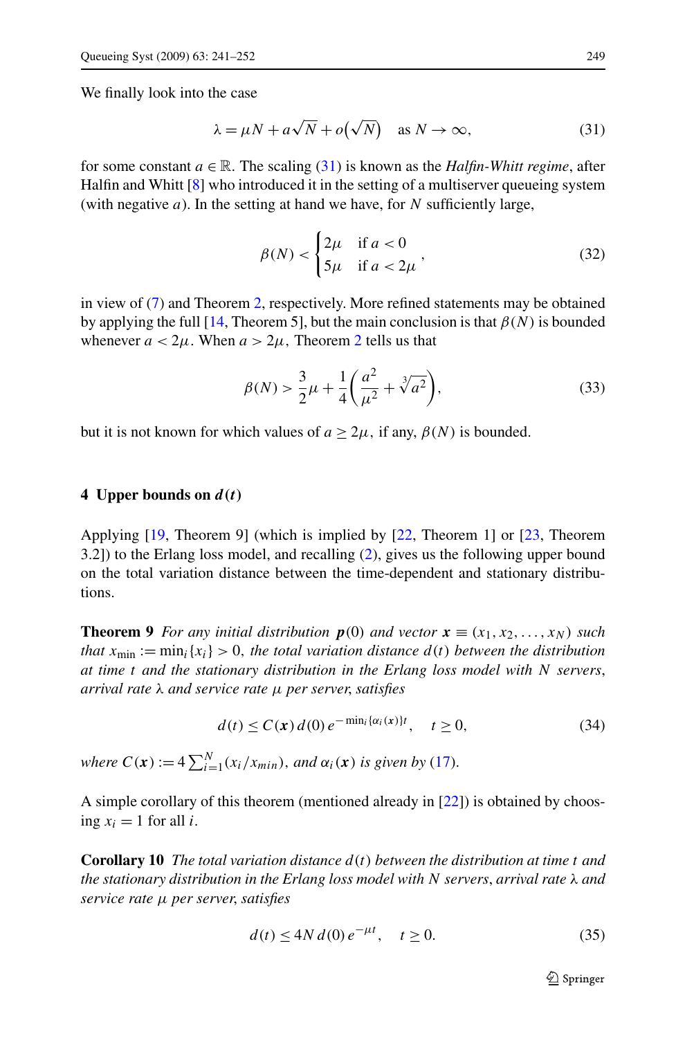We finally look into the case

$$\lambda = \mu N + a\sqrt{N} + o(\sqrt{N}) \quad \text{as } N \to \infty, \tag{31}$$

for some constant $a \in \mathbb{R}$. The scaling (31) is known as the *Halfin-Whitt regime*, after Halfin and Whitt [8] who introduced it in the setting of a multiserver queueing system (with negative $a$). In the setting at hand we have, for $N$ sufficiently large,

$$\beta(N) < \begin{cases} 2\mu & \text{if } a < 0 \\ 5\mu & \text{if } a < 2\mu \end{cases}, \tag{32}$$

in view of (7) and Theorem 2, respectively. More refined statements may be obtained by applying the full [14, Theorem 5], but the main conclusion is that $\beta(N)$ is bounded whenever $a < 2\mu$. When $a > 2\mu$, Theorem 2 tells us that

$$\beta(N) > \frac{3}{2}\mu + \frac{1}{4}\left(\frac{a^2}{\mu^2} + \sqrt[3]{a^2}\right), \tag{33}$$

but it is not known for which values of $a \geq 2\mu$, if any, $\beta(N)$ is bounded.

## 4 Upper bounds on $d(t)$

Applying [19, Theorem 9] (which is implied by [22, Theorem 1] or [23, Theorem 3.2]) to the Erlang loss model, and recalling (2), gives us the following upper bound on the total variation distance between the time-dependent and stationary distributions.

**Theorem 9** *For any initial distribution $\boldsymbol{p}(0)$ and vector $\boldsymbol{x} \equiv (x_1, x_2, \ldots, x_N)$ such that $x_{\min} := \min_i\{x_i\} > 0$, the total variation distance $d(t)$ between the distribution at time $t$ and the stationary distribution in the Erlang loss model with $N$ servers, arrival rate $\lambda$ and service rate $\mu$ per server, satisfies*

$$d(t) \leq C(\boldsymbol{x})\, d(0)\, e^{-\min_i\{\alpha_i(\boldsymbol{x})\}t}, \quad t \geq 0, \tag{34}$$

*where $C(\boldsymbol{x}) := 4\sum_{i=1}^{N}(x_i/x_{min})$, and $\alpha_i(\boldsymbol{x})$ is given by (17).*

A simple corollary of this theorem (mentioned already in [22]) is obtained by choosing $x_i = 1$ for all $i$.

**Corollary 10** *The total variation distance $d(t)$ between the distribution at time $t$ and the stationary distribution in the Erlang loss model with $N$ servers, arrival rate $\lambda$ and service rate $\mu$ per server, satisfies*

$$d(t) \leq 4N\, d(0)\, e^{-\mu t}, \quad t \geq 0. \tag{35}$$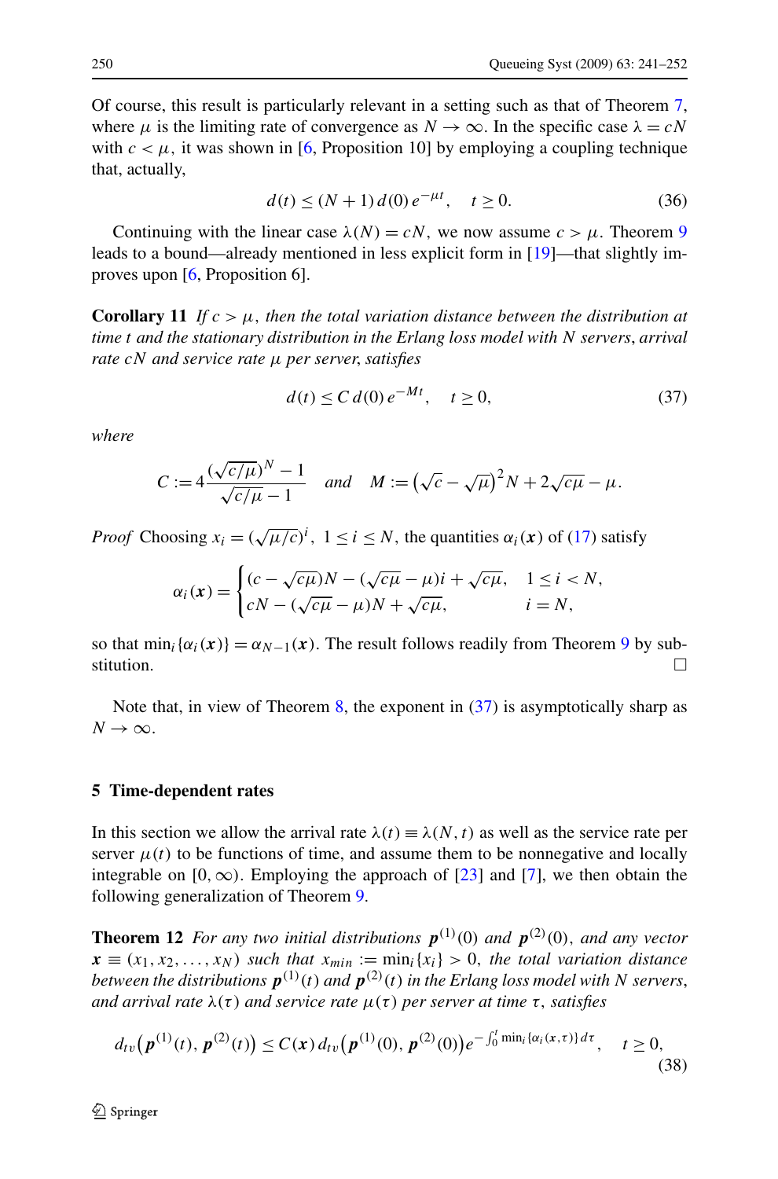Of course, this result is particularly relevant in a setting such as that of Theorem 7, where $\mu$ is the limiting rate of convergence as $N \to \infty$. In the specific case $\lambda = cN$ with $c < \mu$, it was shown in [6, Proposition 10] by employing a coupling technique that, actually,

$$d(t) \leq (N+1)\, d(0)\, e^{-\mu t}, \quad t \geq 0. \tag{36}$$

Continuing with the linear case $\lambda(N) = cN$, we now assume $c > \mu$. Theorem 9 leads to a bound—already mentioned in less explicit form in [19]—that slightly improves upon [6, Proposition 6].

**Corollary 11** *If $c > \mu$, then the total variation distance between the distribution at time $t$ and the stationary distribution in the Erlang loss model with $N$ servers, arrival rate $cN$ and service rate $\mu$ per server, satisfies*

$$d(t) \leq C\, d(0)\, e^{-Mt}, \quad t \geq 0, \tag{37}$$

*where*

$$C := 4 \frac{(\sqrt{c/\mu})^N - 1}{\sqrt{c/\mu} - 1} \quad \text{and} \quad M := \left(\sqrt{c} - \sqrt{\mu}\right)^2 N + 2\sqrt{c\mu} - \mu.$$

*Proof* Choosing $x_i = (\sqrt{\mu/c})^i$, $1 \leq i \leq N$, the quantities $\alpha_i(\boldsymbol{x})$ of (17) satisfy

$$\alpha_i(\boldsymbol{x}) = \begin{cases} (c - \sqrt{c\mu})N - (\sqrt{c\mu} - \mu)i + \sqrt{c\mu}, & 1 \leq i < N, \\ cN - (\sqrt{c\mu} - \mu)N + \sqrt{c\mu}, & i = N, \end{cases}$$

so that $\min_i\{\alpha_i(\boldsymbol{x})\} = \alpha_{N-1}(\boldsymbol{x})$. The result follows readily from Theorem 9 by substitution. □

Note that, in view of Theorem 8, the exponent in (37) is asymptotically sharp as $N \to \infty$.

## 5 Time-dependent rates

In this section we allow the arrival rate $\lambda(t) \equiv \lambda(N, t)$ as well as the service rate per server $\mu(t)$ to be functions of time, and assume them to be nonnegative and locally integrable on $[0, \infty)$. Employing the approach of [23] and [7], we then obtain the following generalization of Theorem 9.

**Theorem 12** *For any two initial distributions $\boldsymbol{p}^{(1)}(0)$ and $\boldsymbol{p}^{(2)}(0)$, and any vector $\boldsymbol{x} \equiv (x_1, x_2, \ldots, x_N)$ such that $x_{min} := \min_i\{x_i\} > 0$, the total variation distance between the distributions $\boldsymbol{p}^{(1)}(t)$ and $\boldsymbol{p}^{(2)}(t)$ in the Erlang loss model with $N$ servers, and arrival rate $\lambda(\tau)$ and service rate $\mu(\tau)$ per server at time $\tau$, satisfies*

$$d_{tv}\big(\boldsymbol{p}^{(1)}(t), \boldsymbol{p}^{(2)}(t)\big) \leq C(\boldsymbol{x})\, d_{tv}\big(\boldsymbol{p}^{(1)}(0), \boldsymbol{p}^{(2)}(0)\big) e^{-\int_0^t \min_i\{\alpha_i(\boldsymbol{x}, \tau)\}\, d\tau}, \quad t \geq 0, \tag{38}$$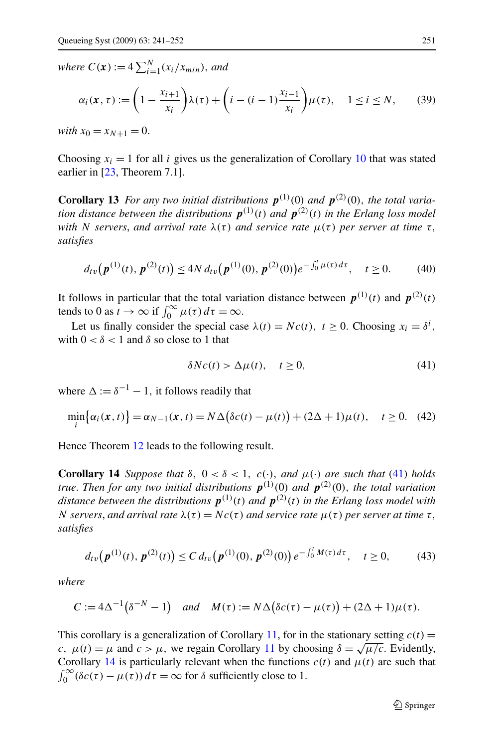*where* $C(\boldsymbol{x}) := 4\sum_{i=1}^{N}(x_i/x_{min})$, *and*

$$\alpha_i(\boldsymbol{x},\tau) := \left(1 - \frac{x_{i+1}}{x_i}\right)\lambda(\tau) + \left(i - (i-1)\frac{x_{i-1}}{x_i}\right)\mu(\tau), \quad 1 \le i \le N, \tag{39}$$

*with* $x_0 = x_{N+1} = 0$.

Choosing $x_i = 1$ for all $i$ gives us the generalization of Corollary 10 that was stated earlier in [23, Theorem 7.1].

**Corollary 13** *For any two initial distributions* $\boldsymbol{p}^{(1)}(0)$ *and* $\boldsymbol{p}^{(2)}(0)$, *the total variation distance between the distributions* $\boldsymbol{p}^{(1)}(t)$ *and* $\boldsymbol{p}^{(2)}(t)$ *in the Erlang loss model with* $N$ *servers, and arrival rate* $\lambda(\tau)$ *and service rate* $\mu(\tau)$ *per server at time* $\tau$, *satisfies*

$$d_{tv}\big(\boldsymbol{p}^{(1)}(t), \boldsymbol{p}^{(2)}(t)\big) \le 4N\, d_{tv}\big(\boldsymbol{p}^{(1)}(0), \boldsymbol{p}^{(2)}(0)\big)e^{-\int_0^t \mu(\tau)\,d\tau}, \quad t \ge 0. \tag{40}$$

It follows in particular that the total variation distance between $\boldsymbol{p}^{(1)}(t)$ and $\boldsymbol{p}^{(2)}(t)$ tends to 0 as $t \to \infty$ if $\int_0^\infty \mu(\tau)\,d\tau = \infty$.

Let us finally consider the special case $\lambda(t) = Nc(t),\ t \ge 0$. Choosing $x_i = \delta^i$, with $0 < \delta < 1$ and $\delta$ so close to 1 that

$$\delta N c(t) > \Delta\mu(t), \quad t \ge 0, \tag{41}$$

where $\Delta := \delta^{-1} - 1$, it follows readily that

$$\min_i\big\{\alpha_i(\boldsymbol{x},t)\big\} = \alpha_{N-1}(\boldsymbol{x},t) = N\Delta\big(\delta c(t) - \mu(t)\big) + (2\Delta + 1)\mu(t), \quad t \ge 0. \tag{42}$$

Hence Theorem 12 leads to the following result.

**Corollary 14** *Suppose that* $\delta,\ 0 < \delta < 1,\ c(\cdot)$, *and* $\mu(\cdot)$ *are such that* (41) *holds true. Then for any two initial distributions* $\boldsymbol{p}^{(1)}(0)$ *and* $\boldsymbol{p}^{(2)}(0)$, *the total variation distance between the distributions* $\boldsymbol{p}^{(1)}(t)$ *and* $\boldsymbol{p}^{(2)}(t)$ *in the Erlang loss model with* $N$ *servers, and arrival rate* $\lambda(\tau) = Nc(\tau)$ *and service rate* $\mu(\tau)$ *per server at time* $\tau$, *satisfies*

$$d_{tv}\big(\boldsymbol{p}^{(1)}(t), \boldsymbol{p}^{(2)}(t)\big) \le C\, d_{tv}\big(\boldsymbol{p}^{(1)}(0), \boldsymbol{p}^{(2)}(0)\big)\, e^{-\int_0^t M(\tau)\,d\tau}, \quad t \ge 0, \tag{43}$$

*where*

$$C := 4\Delta^{-1}\big(\delta^{-N} - 1\big) \quad \textit{and} \quad M(\tau) := N\Delta\big(\delta c(\tau) - \mu(\tau)\big) + (2\Delta + 1)\mu(\tau).$$

This corollary is a generalization of Corollary 11, for in the stationary setting $c(t) = c,\ \mu(t) = \mu$ and $c > \mu$, we regain Corollary 11 by choosing $\delta = \sqrt{\mu/c}$. Evidently, Corollary 14 is particularly relevant when the functions $c(t)$ and $\mu(t)$ are such that $\int_0^\infty (\delta c(\tau) - \mu(\tau))\,d\tau = \infty$ for $\delta$ sufficiently close to 1.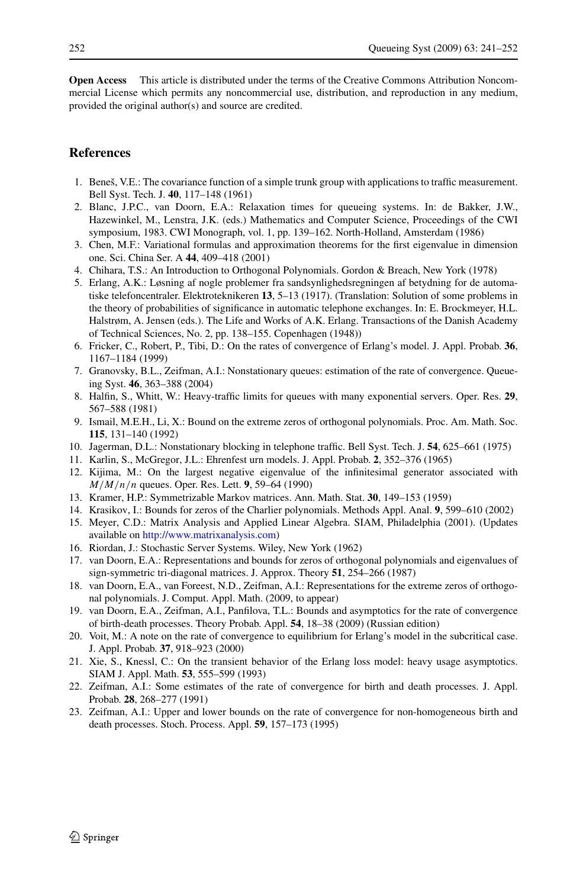**Open Access** This article is distributed under the terms of the Creative Commons Attribution Noncommercial License which permits any noncommercial use, distribution, and reproduction in any medium, provided the original author(s) and source are credited.

## References

1. Beneš, V.E.: The covariance function of a simple trunk group with applications to traffic measurement. Bell Syst. Tech. J. **40**, 117–148 (1961)
2. Blanc, J.P.C., van Doorn, E.A.: Relaxation times for queueing systems. In: de Bakker, J.W., Hazewinkel, M., Lenstra, J.K. (eds.) Mathematics and Computer Science, Proceedings of the CWI symposium, 1983. CWI Monograph, vol. 1, pp. 139–162. North-Holland, Amsterdam (1986)
3. Chen, M.F.: Variational formulas and approximation theorems for the first eigenvalue in dimension one. Sci. China Ser. A **44**, 409–418 (2001)
4. Chihara, T.S.: An Introduction to Orthogonal Polynomials. Gordon & Breach, New York (1978)
5. Erlang, A.K.: Løsning af nogle problemer fra sandsynlighedsregningen af betydning for de automatiske telefoncentraler. Elektroteknikeren **13**, 5–13 (1917). (Translation: Solution of some problems in the theory of probabilities of significance in automatic telephone exchanges. In: E. Brockmeyer, H.L. Halstrøm, A. Jensen (eds.). The Life and Works of A.K. Erlang. Transactions of the Danish Academy of Technical Sciences, No. 2, pp. 138–155. Copenhagen (1948))
6. Fricker, C., Robert, P., Tibi, D.: On the rates of convergence of Erlang's model. J. Appl. Probab. **36**, 1167–1184 (1999)
7. Granovsky, B.L., Zeifman, A.I.: Nonstationary queues: estimation of the rate of convergence. Queueing Syst. **46**, 363–388 (2004)
8. Halfin, S., Whitt, W.: Heavy-traffic limits for queues with many exponential servers. Oper. Res. **29**, 567–588 (1981)
9. Ismail, M.E.H., Li, X.: Bound on the extreme zeros of orthogonal polynomials. Proc. Am. Math. Soc. **115**, 131–140 (1992)
10. Jagerman, D.L.: Nonstationary blocking in telephone traffic. Bell Syst. Tech. J. **54**, 625–661 (1975)
11. Karlin, S., McGregor, J.L.: Ehrenfest urn models. J. Appl. Probab. **2**, 352–376 (1965)
12. Kijima, M.: On the largest negative eigenvalue of the infinitesimal generator associated with $M/M/n/n$ queues. Oper. Res. Lett. **9**, 59–64 (1990)
13. Kramer, H.P.: Symmetrizable Markov matrices. Ann. Math. Stat. **30**, 149–153 (1959)
14. Krasikov, I.: Bounds for zeros of the Charlier polynomials. Methods Appl. Anal. **9**, 599–610 (2002)
15. Meyer, C.D.: Matrix Analysis and Applied Linear Algebra. SIAM, Philadelphia (2001). (Updates available on http://www.matrixanalysis.com)
16. Riordan, J.: Stochastic Server Systems. Wiley, New York (1962)
17. van Doorn, E.A.: Representations and bounds for zeros of orthogonal polynomials and eigenvalues of sign-symmetric tri-diagonal matrices. J. Approx. Theory **51**, 254–266 (1987)
18. van Doorn, E.A., van Foreest, N.D., Zeifman, A.I.: Representations for the extreme zeros of orthogonal polynomials. J. Comput. Appl. Math. (2009, to appear)
19. van Doorn, E.A., Zeifman, A.I., Panfilova, T.L.: Bounds and asymptotics for the rate of convergence of birth-death processes. Theory Probab. Appl. **54**, 18–38 (2009) (Russian edition)
20. Voit, M.: A note on the rate of convergence to equilibrium for Erlang's model in the subcritical case. J. Appl. Probab. **37**, 918–923 (2000)
21. Xie, S., Knessl, C.: On the transient behavior of the Erlang loss model: heavy usage asymptotics. SIAM J. Appl. Math. **53**, 555–599 (1993)
22. Zeifman, A.I.: Some estimates of the rate of convergence for birth and death processes. J. Appl. Probab. **28**, 268–277 (1991)
23. Zeifman, A.I.: Upper and lower bounds on the rate of convergence for non-homogeneous birth and death processes. Stoch. Process. Appl. **59**, 157–173 (1995)